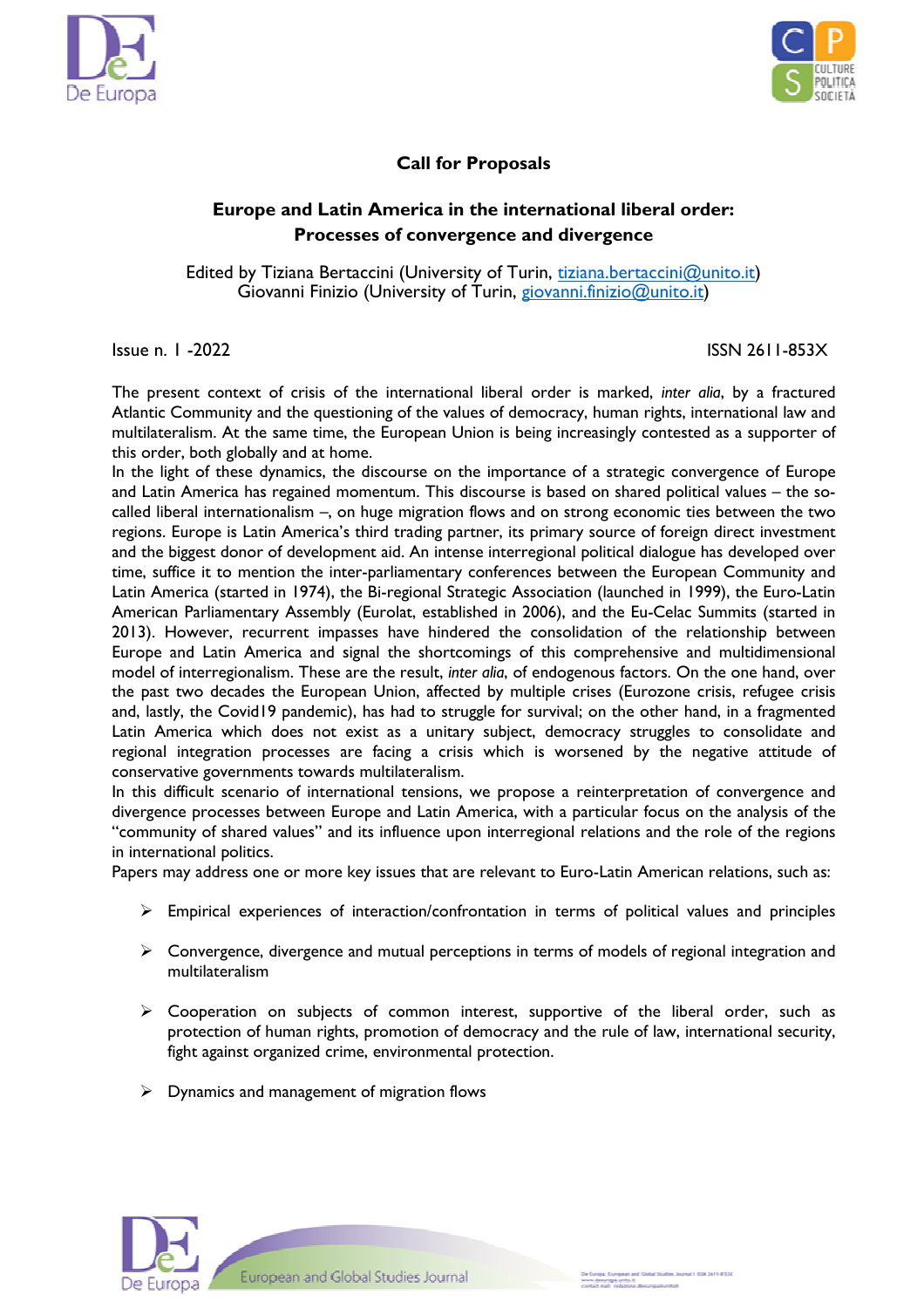# Call for Proposals

## Europe and Latin America in the international liberal order: Processes of convergence and divergence

Edited by Tiziana Bertaccini (University of Turin, tiziana.bertaccini@unito.it)
Giovanni Finizio (University of Turin, giovanni.finizio@unito.it)

Issue n. 1 -2022 ISSN 2611-853X

The present context of crisis of the international liberal order is marked, *inter alia*, by a fractured Atlantic Community and the questioning of the values of democracy, human rights, international law and multilateralism. At the same time, the European Union is being increasingly contested as a supporter of this order, both globally and at home.

In the light of these dynamics, the discourse on the importance of a strategic convergence of Europe and Latin America has regained momentum. This discourse is based on shared political values – the so-called liberal internationalism –, on huge migration flows and on strong economic ties between the two regions. Europe is Latin America's third trading partner, its primary source of foreign direct investment and the biggest donor of development aid. An intense interregional political dialogue has developed over time, suffice it to mention the inter-parliamentary conferences between the European Community and Latin America (started in 1974), the Bi-regional Strategic Association (launched in 1999), the Euro-Latin American Parliamentary Assembly (Eurolat, established in 2006), and the Eu-Celac Summits (started in 2013). However, recurrent impasses have hindered the consolidation of the relationship between Europe and Latin America and signal the shortcomings of this comprehensive and multidimensional model of interregionalism. These are the result, *inter alia*, of endogenous factors. On the one hand, over the past two decades the European Union, affected by multiple crises (Eurozone crisis, refugee crisis and, lastly, the Covid19 pandemic), has had to struggle for survival; on the other hand, in a fragmented Latin America which does not exist as a unitary subject, democracy struggles to consolidate and regional integration processes are facing a crisis which is worsened by the negative attitude of conservative governments towards multilateralism.

In this difficult scenario of international tensions, we propose a reinterpretation of convergence and divergence processes between Europe and Latin America, with a particular focus on the analysis of the "community of shared values" and its influence upon interregional relations and the role of the regions in international politics.

Papers may address one or more key issues that are relevant to Euro-Latin American relations, such as:

- Empirical experiences of interaction/confrontation in terms of political values and principles
- Convergence, divergence and mutual perceptions in terms of models of regional integration and multilateralism
- Cooperation on subjects of common interest, supportive of the liberal order, such as protection of human rights, promotion of democracy and the rule of law, international security, fight against organized crime, environmental protection.
- Dynamics and management of migration flows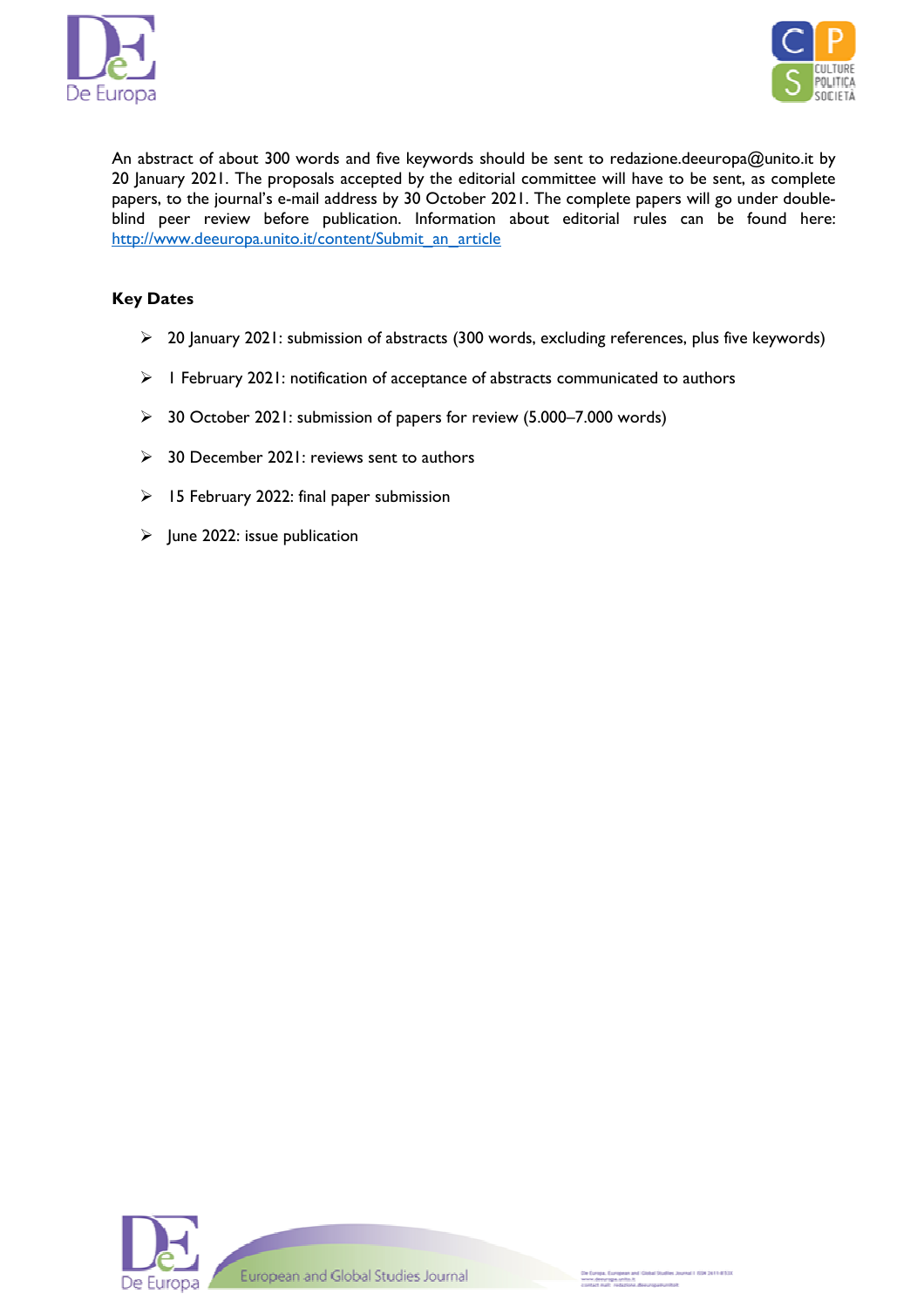An abstract of about 300 words and five keywords should be sent to redazione.deeuropa@unito.it by 20 January 2021. The proposals accepted by the editorial committee will have to be sent, as complete papers, to the journal's e-mail address by 30 October 2021. The complete papers will go under double-blind peer review before publication. Information about editorial rules can be found here: [http://www.deeuropa.unito.it/content/Submit_an_article](http://www.deeuropa.unito.it/content/Submit_an_article)

**Key Dates**

- 20 January 2021: submission of abstracts (300 words, excluding references, plus five keywords)
- 1 February 2021: notification of acceptance of abstracts communicated to authors
- 30 October 2021: submission of papers for review (5.000–7.000 words)
- 30 December 2021: reviews sent to authors
- 15 February 2022: final paper submission
- June 2022: issue publication